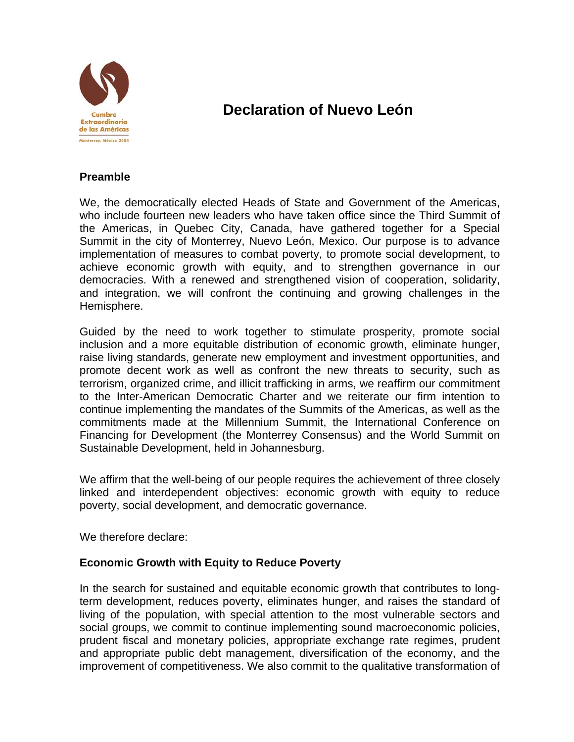# Declaration of Nuevo León

## Preamble

We, the democratically elected Heads of State and Government of the Americas, who include fourteen new leaders who have taken office since the Third Summit of the Americas, in Quebec City, Canada, have gathered together for a Special Summit in the city of Monterrey, Nuevo León, Mexico. Our purpose is to advance implementation of measures to combat poverty, to promote social development, to achieve economic growth with equity, and to strengthen governance in our democracies. With a renewed and strengthened vision of cooperation, solidarity, and integration, we will confront the continuing and growing challenges in the Hemisphere.

Guided by the need to work together to stimulate prosperity, promote social inclusion and a more equitable distribution of economic growth, eliminate hunger, raise living standards, generate new employment and investment opportunities, and promote decent work as well as confront the new threats to security, such as terrorism, organized crime, and illicit trafficking in arms, we reaffirm our commitment to the Inter-American Democratic Charter and we reiterate our firm intention to continue implementing the mandates of the Summits of the Americas, as well as the commitments made at the Millennium Summit, the International Conference on Financing for Development (the Monterrey Consensus) and the World Summit on Sustainable Development, held in Johannesburg.

We affirm that the well-being of our people requires the achievement of three closely linked and interdependent objectives: economic growth with equity to reduce poverty, social development, and democratic governance.

We therefore declare:

## Economic Growth with Equity to Reduce Poverty

In the search for sustained and equitable economic growth that contributes to long-term development, reduces poverty, eliminates hunger, and raises the standard of living of the population, with special attention to the most vulnerable sectors and social groups, we commit to continue implementing sound macroeconomic policies, prudent fiscal and monetary policies, appropriate exchange rate regimes, prudent and appropriate public debt management, diversification of the economy, and the improvement of competitiveness. We also commit to the qualitative transformation of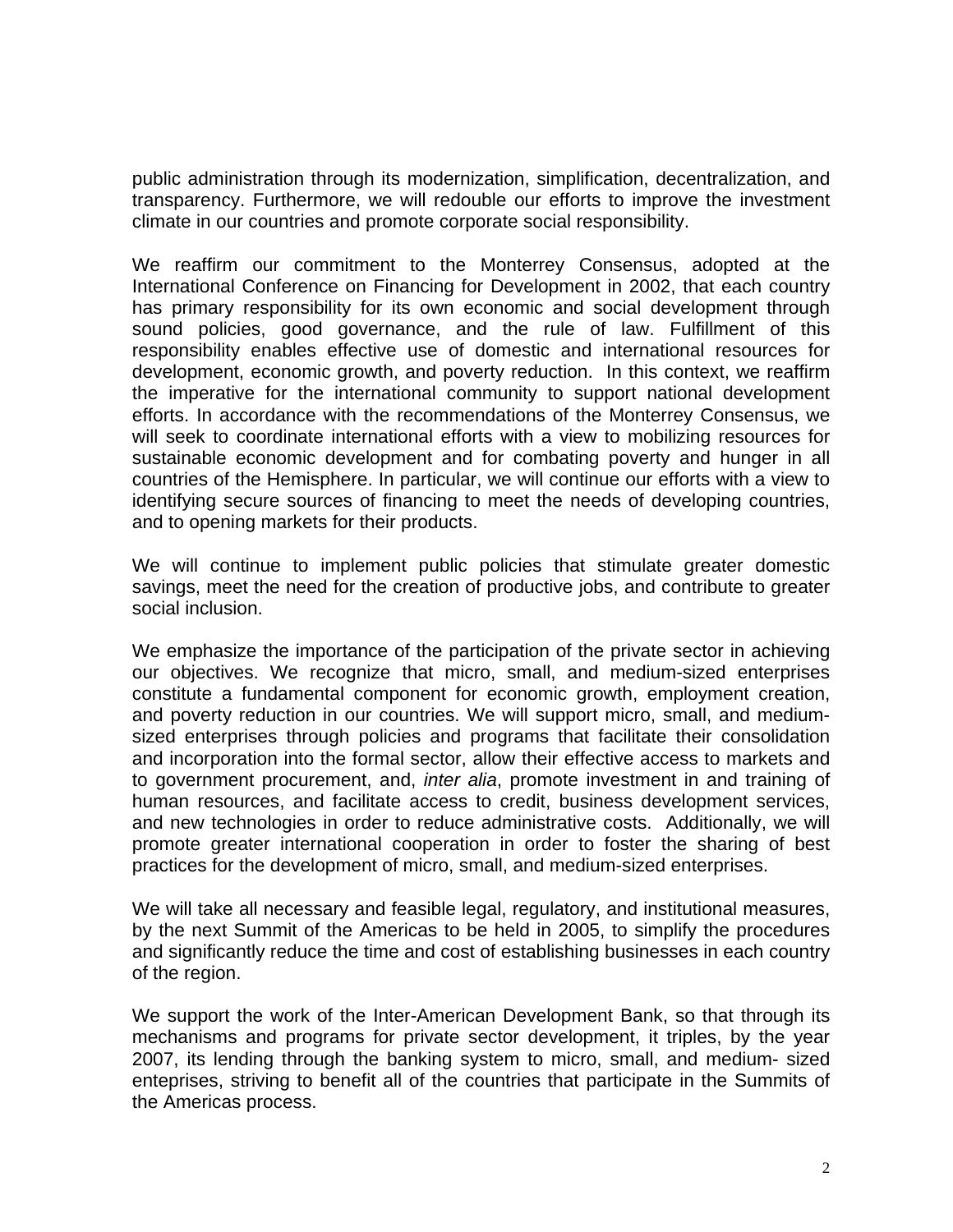public administration through its modernization, simplification, decentralization, and transparency. Furthermore, we will redouble our efforts to improve the investment climate in our countries and promote corporate social responsibility.

We reaffirm our commitment to the Monterrey Consensus, adopted at the International Conference on Financing for Development in 2002, that each country has primary responsibility for its own economic and social development through sound policies, good governance, and the rule of law. Fulfillment of this responsibility enables effective use of domestic and international resources for development, economic growth, and poverty reduction. In this context, we reaffirm the imperative for the international community to support national development efforts. In accordance with the recommendations of the Monterrey Consensus, we will seek to coordinate international efforts with a view to mobilizing resources for sustainable economic development and for combating poverty and hunger in all countries of the Hemisphere. In particular, we will continue our efforts with a view to identifying secure sources of financing to meet the needs of developing countries, and to opening markets for their products.

We will continue to implement public policies that stimulate greater domestic savings, meet the need for the creation of productive jobs, and contribute to greater social inclusion.

We emphasize the importance of the participation of the private sector in achieving our objectives. We recognize that micro, small, and medium-sized enterprises constitute a fundamental component for economic growth, employment creation, and poverty reduction in our countries. We will support micro, small, and medium-sized enterprises through policies and programs that facilitate their consolidation and incorporation into the formal sector, allow their effective access to markets and to government procurement, and, *inter alia*, promote investment in and training of human resources, and facilitate access to credit, business development services, and new technologies in order to reduce administrative costs. Additionally, we will promote greater international cooperation in order to foster the sharing of best practices for the development of micro, small, and medium-sized enterprises.

We will take all necessary and feasible legal, regulatory, and institutional measures, by the next Summit of the Americas to be held in 2005, to simplify the procedures and significantly reduce the time and cost of establishing businesses in each country of the region.

We support the work of the Inter-American Development Bank, so that through its mechanisms and programs for private sector development, it triples, by the year 2007, its lending through the banking system to micro, small, and medium- sized enteprises, striving to benefit all of the countries that participate in the Summits of the Americas process.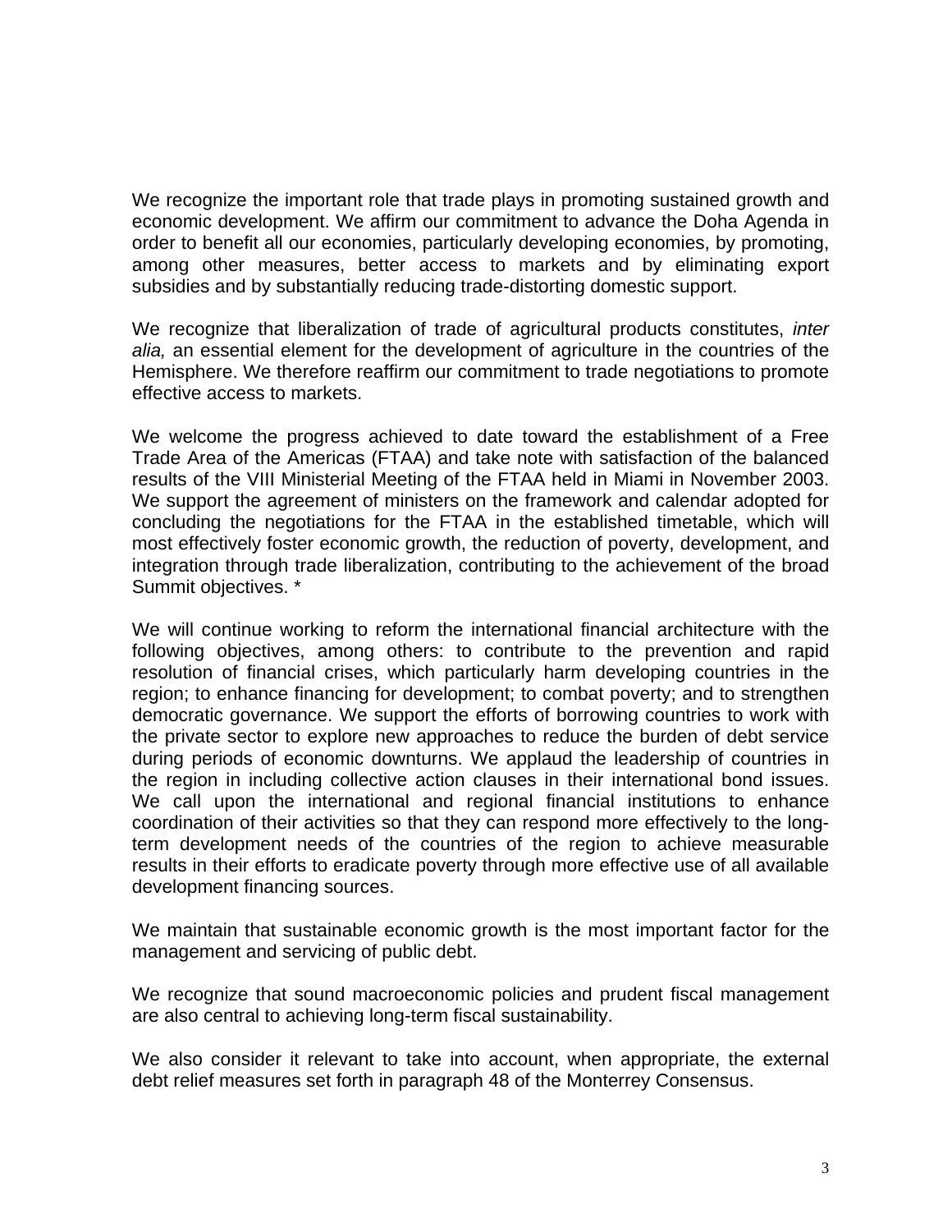We recognize the important role that trade plays in promoting sustained growth and economic development. We affirm our commitment to advance the Doha Agenda in order to benefit all our economies, particularly developing economies, by promoting, among other measures, better access to markets and by eliminating export subsidies and by substantially reducing trade-distorting domestic support.

We recognize that liberalization of trade of agricultural products constitutes, *inter alia,* an essential element for the development of agriculture in the countries of the Hemisphere. We therefore reaffirm our commitment to trade negotiations to promote effective access to markets.

We welcome the progress achieved to date toward the establishment of a Free Trade Area of the Americas (FTAA) and take note with satisfaction of the balanced results of the VIII Ministerial Meeting of the FTAA held in Miami in November 2003. We support the agreement of ministers on the framework and calendar adopted for concluding the negotiations for the FTAA in the established timetable, which will most effectively foster economic growth, the reduction of poverty, development, and integration through trade liberalization, contributing to the achievement of the broad Summit objectives. *

We will continue working to reform the international financial architecture with the following objectives, among others: to contribute to the prevention and rapid resolution of financial crises, which particularly harm developing countries in the region; to enhance financing for development; to combat poverty; and to strengthen democratic governance. We support the efforts of borrowing countries to work with the private sector to explore new approaches to reduce the burden of debt service during periods of economic downturns. We applaud the leadership of countries in the region in including collective action clauses in their international bond issues. We call upon the international and regional financial institutions to enhance coordination of their activities so that they can respond more effectively to the long-term development needs of the countries of the region to achieve measurable results in their efforts to eradicate poverty through more effective use of all available development financing sources.

We maintain that sustainable economic growth is the most important factor for the management and servicing of public debt.

We recognize that sound macroeconomic policies and prudent fiscal management are also central to achieving long-term fiscal sustainability.

We also consider it relevant to take into account, when appropriate, the external debt relief measures set forth in paragraph 48 of the Monterrey Consensus.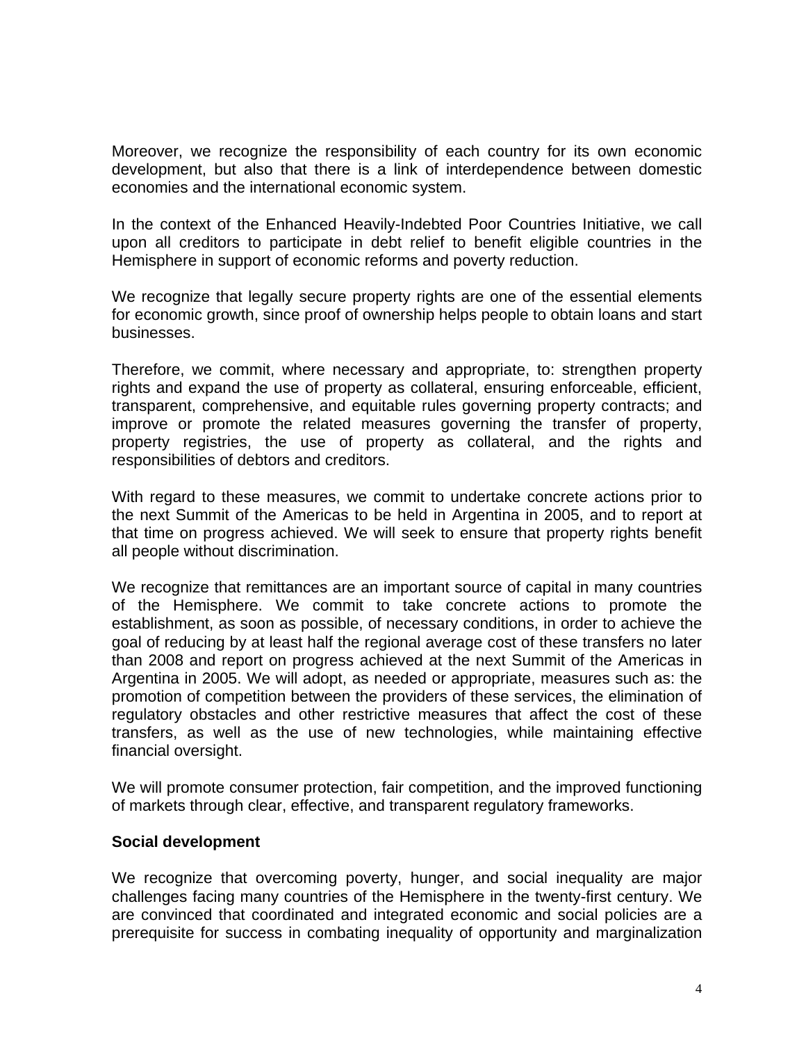Moreover, we recognize the responsibility of each country for its own economic development, but also that there is a link of interdependence between domestic economies and the international economic system.

In the context of the Enhanced Heavily-Indebted Poor Countries Initiative, we call upon all creditors to participate in debt relief to benefit eligible countries in the Hemisphere in support of economic reforms and poverty reduction.

We recognize that legally secure property rights are one of the essential elements for economic growth, since proof of ownership helps people to obtain loans and start businesses.

Therefore, we commit, where necessary and appropriate, to: strengthen property rights and expand the use of property as collateral, ensuring enforceable, efficient, transparent, comprehensive, and equitable rules governing property contracts; and improve or promote the related measures governing the transfer of property, property registries, the use of property as collateral, and the rights and responsibilities of debtors and creditors.

With regard to these measures, we commit to undertake concrete actions prior to the next Summit of the Americas to be held in Argentina in 2005, and to report at that time on progress achieved. We will seek to ensure that property rights benefit all people without discrimination.

We recognize that remittances are an important source of capital in many countries of the Hemisphere. We commit to take concrete actions to promote the establishment, as soon as possible, of necessary conditions, in order to achieve the goal of reducing by at least half the regional average cost of these transfers no later than 2008 and report on progress achieved at the next Summit of the Americas in Argentina in 2005. We will adopt, as needed or appropriate, measures such as: the promotion of competition between the providers of these services, the elimination of regulatory obstacles and other restrictive measures that affect the cost of these transfers, as well as the use of new technologies, while maintaining effective financial oversight.

We will promote consumer protection, fair competition, and the improved functioning of markets through clear, effective, and transparent regulatory frameworks.

**Social development**

We recognize that overcoming poverty, hunger, and social inequality are major challenges facing many countries of the Hemisphere in the twenty-first century. We are convinced that coordinated and integrated economic and social policies are a prerequisite for success in combating inequality of opportunity and marginalization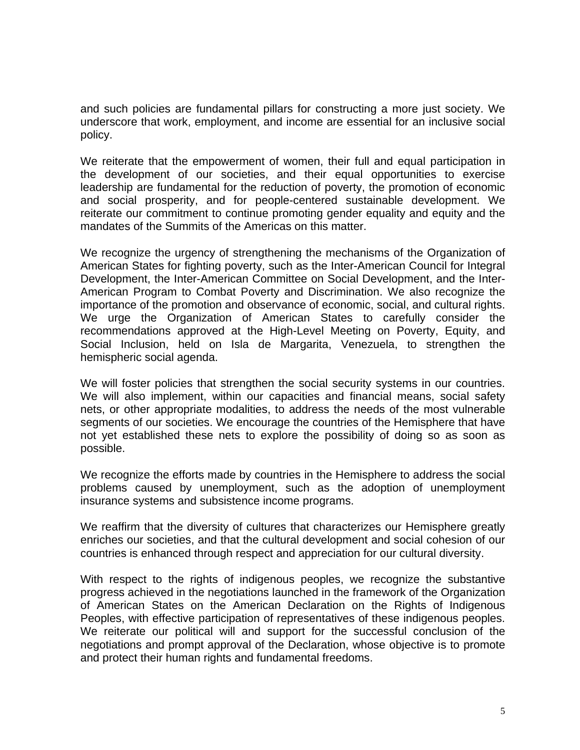and such policies are fundamental pillars for constructing a more just society. We underscore that work, employment, and income are essential for an inclusive social policy.

We reiterate that the empowerment of women, their full and equal participation in the development of our societies, and their equal opportunities to exercise leadership are fundamental for the reduction of poverty, the promotion of economic and social prosperity, and for people-centered sustainable development. We reiterate our commitment to continue promoting gender equality and equity and the mandates of the Summits of the Americas on this matter.

We recognize the urgency of strengthening the mechanisms of the Organization of American States for fighting poverty, such as the Inter-American Council for Integral Development, the Inter-American Committee on Social Development, and the Inter-American Program to Combat Poverty and Discrimination. We also recognize the importance of the promotion and observance of economic, social, and cultural rights. We urge the Organization of American States to carefully consider the recommendations approved at the High-Level Meeting on Poverty, Equity, and Social Inclusion, held on Isla de Margarita, Venezuela, to strengthen the hemispheric social agenda.

We will foster policies that strengthen the social security systems in our countries. We will also implement, within our capacities and financial means, social safety nets, or other appropriate modalities, to address the needs of the most vulnerable segments of our societies. We encourage the countries of the Hemisphere that have not yet established these nets to explore the possibility of doing so as soon as possible.

We recognize the efforts made by countries in the Hemisphere to address the social problems caused by unemployment, such as the adoption of unemployment insurance systems and subsistence income programs.

We reaffirm that the diversity of cultures that characterizes our Hemisphere greatly enriches our societies, and that the cultural development and social cohesion of our countries is enhanced through respect and appreciation for our cultural diversity.

With respect to the rights of indigenous peoples, we recognize the substantive progress achieved in the negotiations launched in the framework of the Organization of American States on the American Declaration on the Rights of Indigenous Peoples, with effective participation of representatives of these indigenous peoples. We reiterate our political will and support for the successful conclusion of the negotiations and prompt approval of the Declaration, whose objective is to promote and protect their human rights and fundamental freedoms.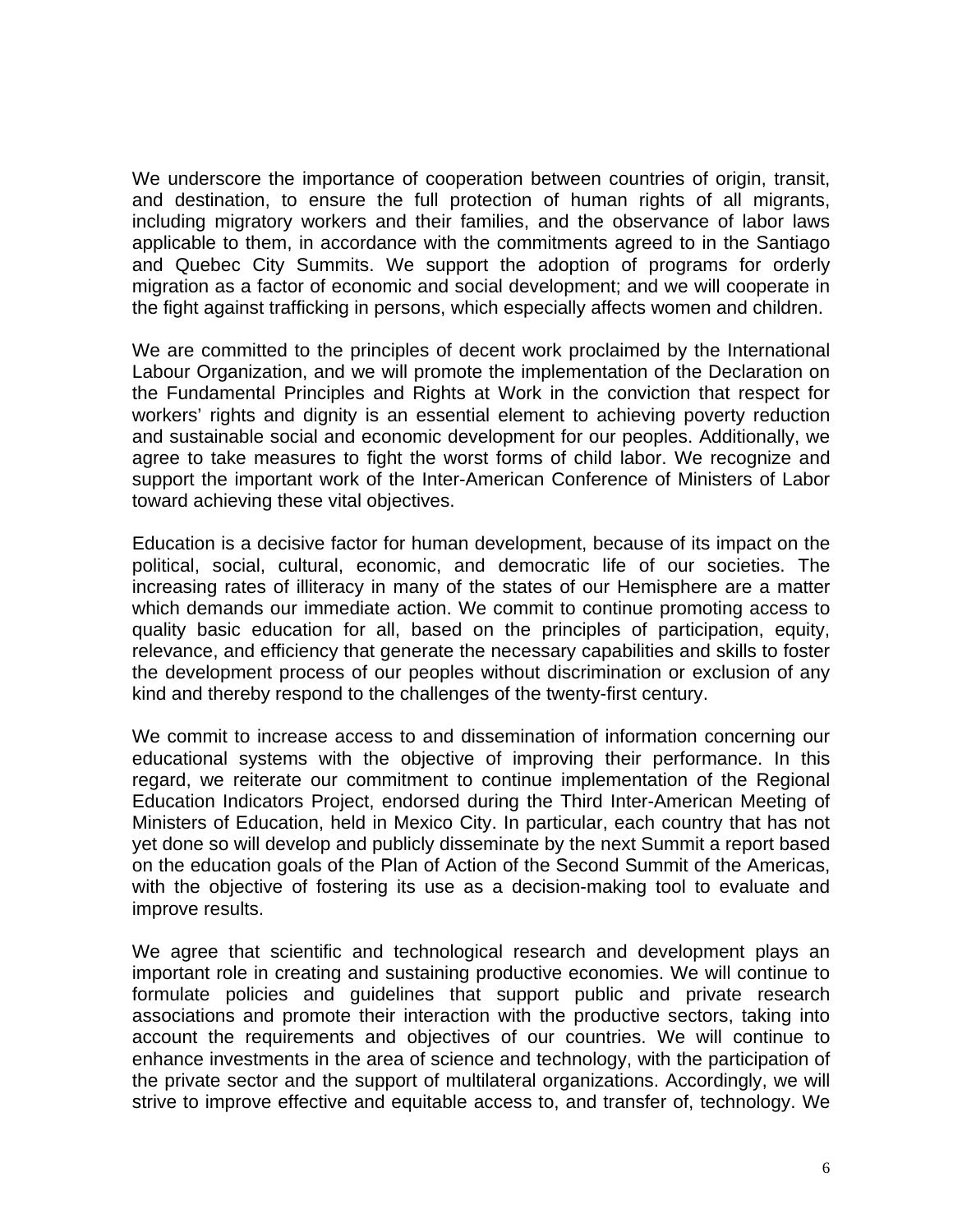We underscore the importance of cooperation between countries of origin, transit, and destination, to ensure the full protection of human rights of all migrants, including migratory workers and their families, and the observance of labor laws applicable to them, in accordance with the commitments agreed to in the Santiago and Quebec City Summits. We support the adoption of programs for orderly migration as a factor of economic and social development; and we will cooperate in the fight against trafficking in persons, which especially affects women and children.

We are committed to the principles of decent work proclaimed by the International Labour Organization, and we will promote the implementation of the Declaration on the Fundamental Principles and Rights at Work in the conviction that respect for workers' rights and dignity is an essential element to achieving poverty reduction and sustainable social and economic development for our peoples. Additionally, we agree to take measures to fight the worst forms of child labor. We recognize and support the important work of the Inter-American Conference of Ministers of Labor toward achieving these vital objectives.

Education is a decisive factor for human development, because of its impact on the political, social, cultural, economic, and democratic life of our societies. The increasing rates of illiteracy in many of the states of our Hemisphere are a matter which demands our immediate action. We commit to continue promoting access to quality basic education for all, based on the principles of participation, equity, relevance, and efficiency that generate the necessary capabilities and skills to foster the development process of our peoples without discrimination or exclusion of any kind and thereby respond to the challenges of the twenty-first century.

We commit to increase access to and dissemination of information concerning our educational systems with the objective of improving their performance. In this regard, we reiterate our commitment to continue implementation of the Regional Education Indicators Project, endorsed during the Third Inter-American Meeting of Ministers of Education, held in Mexico City. In particular, each country that has not yet done so will develop and publicly disseminate by the next Summit a report based on the education goals of the Plan of Action of the Second Summit of the Americas, with the objective of fostering its use as a decision-making tool to evaluate and improve results.

We agree that scientific and technological research and development plays an important role in creating and sustaining productive economies. We will continue to formulate policies and guidelines that support public and private research associations and promote their interaction with the productive sectors, taking into account the requirements and objectives of our countries. We will continue to enhance investments in the area of science and technology, with the participation of the private sector and the support of multilateral organizations. Accordingly, we will strive to improve effective and equitable access to, and transfer of, technology. We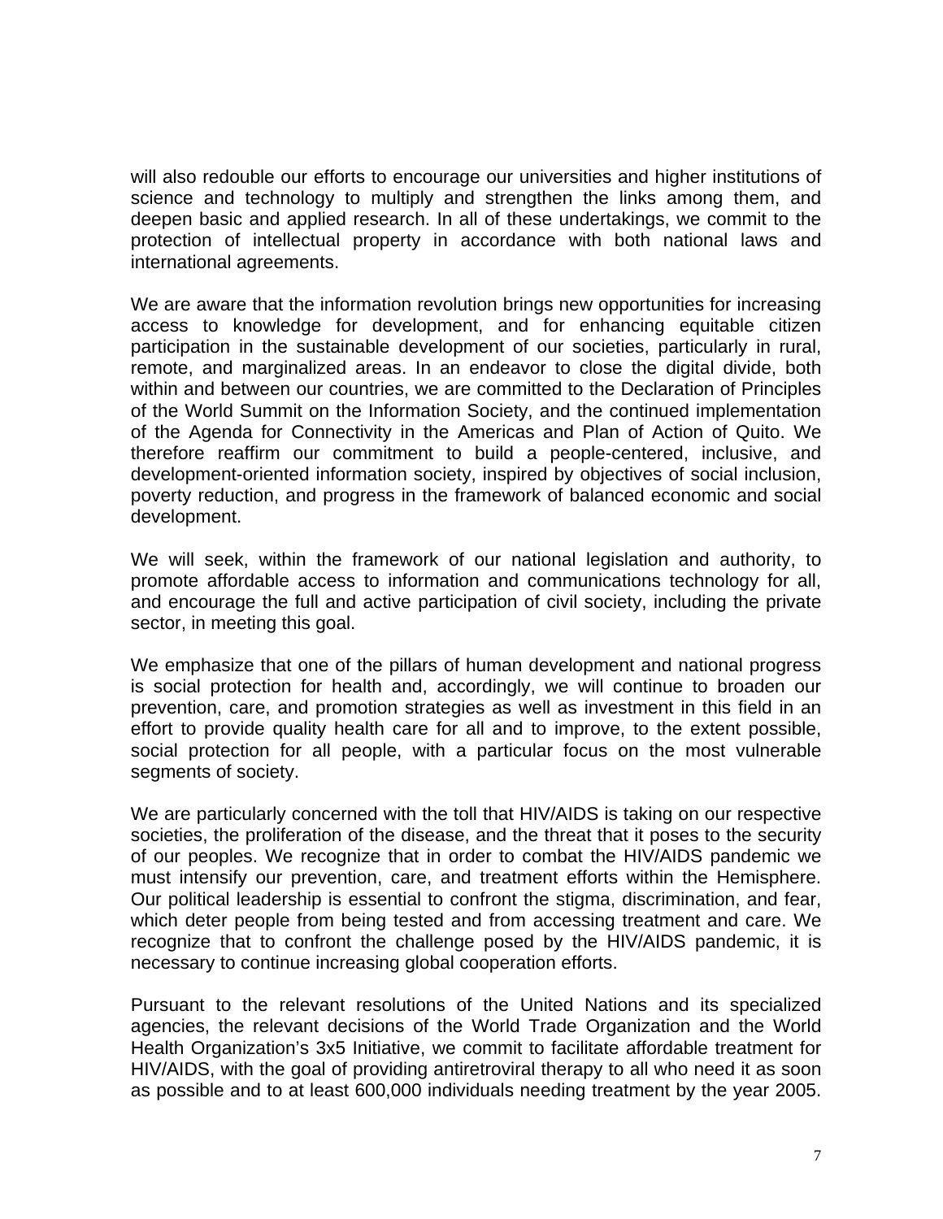will also redouble our efforts to encourage our universities and higher institutions of science and technology to multiply and strengthen the links among them, and deepen basic and applied research. In all of these undertakings, we commit to the protection of intellectual property in accordance with both national laws and international agreements.

We are aware that the information revolution brings new opportunities for increasing access to knowledge for development, and for enhancing equitable citizen participation in the sustainable development of our societies, particularly in rural, remote, and marginalized areas. In an endeavor to close the digital divide, both within and between our countries, we are committed to the Declaration of Principles of the World Summit on the Information Society, and the continued implementation of the Agenda for Connectivity in the Americas and Plan of Action of Quito. We therefore reaffirm our commitment to build a people-centered, inclusive, and development-oriented information society, inspired by objectives of social inclusion, poverty reduction, and progress in the framework of balanced economic and social development.

We will seek, within the framework of our national legislation and authority, to promote affordable access to information and communications technology for all, and encourage the full and active participation of civil society, including the private sector, in meeting this goal.

We emphasize that one of the pillars of human development and national progress is social protection for health and, accordingly, we will continue to broaden our prevention, care, and promotion strategies as well as investment in this field in an effort to provide quality health care for all and to improve, to the extent possible, social protection for all people, with a particular focus on the most vulnerable segments of society.

We are particularly concerned with the toll that HIV/AIDS is taking on our respective societies, the proliferation of the disease, and the threat that it poses to the security of our peoples. We recognize that in order to combat the HIV/AIDS pandemic we must intensify our prevention, care, and treatment efforts within the Hemisphere. Our political leadership is essential to confront the stigma, discrimination, and fear, which deter people from being tested and from accessing treatment and care. We recognize that to confront the challenge posed by the HIV/AIDS pandemic, it is necessary to continue increasing global cooperation efforts.

Pursuant to the relevant resolutions of the United Nations and its specialized agencies, the relevant decisions of the World Trade Organization and the World Health Organization's 3x5 Initiative, we commit to facilitate affordable treatment for HIV/AIDS, with the goal of providing antiretroviral therapy to all who need it as soon as possible and to at least 600,000 individuals needing treatment by the year 2005.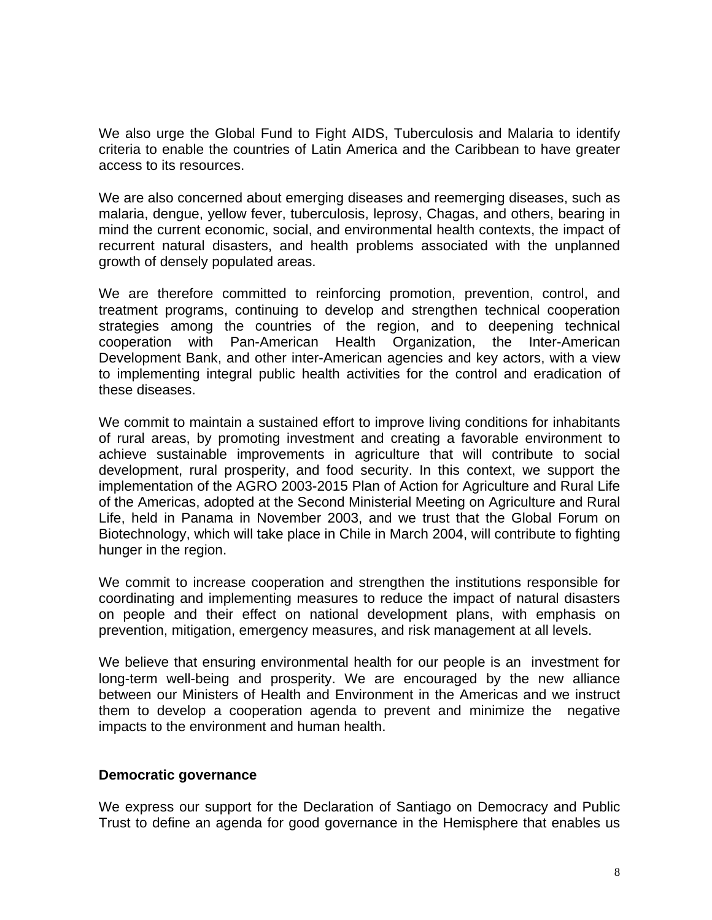We also urge the Global Fund to Fight AIDS, Tuberculosis and Malaria to identify criteria to enable the countries of Latin America and the Caribbean to have greater access to its resources.

We are also concerned about emerging diseases and reemerging diseases, such as malaria, dengue, yellow fever, tuberculosis, leprosy, Chagas, and others, bearing in mind the current economic, social, and environmental health contexts, the impact of recurrent natural disasters, and health problems associated with the unplanned growth of densely populated areas.

We are therefore committed to reinforcing promotion, prevention, control, and treatment programs, continuing to develop and strengthen technical cooperation strategies among the countries of the region, and to deepening technical cooperation with Pan-American Health Organization, the Inter-American Development Bank, and other inter-American agencies and key actors, with a view to implementing integral public health activities for the control and eradication of these diseases.

We commit to maintain a sustained effort to improve living conditions for inhabitants of rural areas, by promoting investment and creating a favorable environment to achieve sustainable improvements in agriculture that will contribute to social development, rural prosperity, and food security. In this context, we support the implementation of the AGRO 2003-2015 Plan of Action for Agriculture and Rural Life of the Americas, adopted at the Second Ministerial Meeting on Agriculture and Rural Life, held in Panama in November 2003, and we trust that the Global Forum on Biotechnology, which will take place in Chile in March 2004, will contribute to fighting hunger in the region.

We commit to increase cooperation and strengthen the institutions responsible for coordinating and implementing measures to reduce the impact of natural disasters on people and their effect on national development plans, with emphasis on prevention, mitigation, emergency measures, and risk management at all levels.

We believe that ensuring environmental health for our people is an investment for long-term well-being and prosperity. We are encouraged by the new alliance between our Ministers of Health and Environment in the Americas and we instruct them to develop a cooperation agenda to prevent and minimize the negative impacts to the environment and human health.

**Democratic governance**

We express our support for the Declaration of Santiago on Democracy and Public Trust to define an agenda for good governance in the Hemisphere that enables us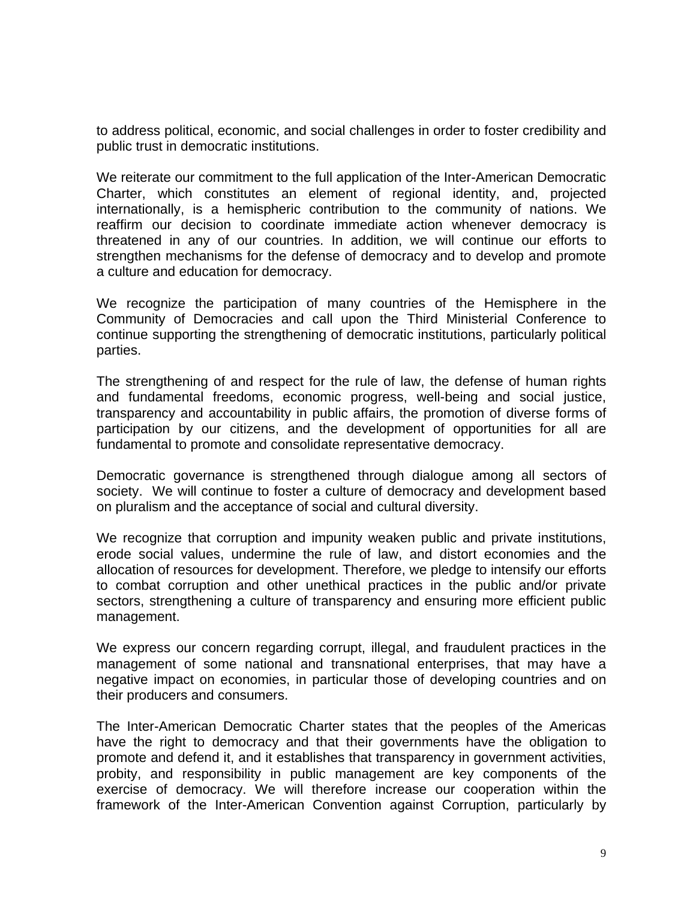to address political, economic, and social challenges in order to foster credibility and public trust in democratic institutions.

We reiterate our commitment to the full application of the Inter-American Democratic Charter, which constitutes an element of regional identity, and, projected internationally, is a hemispheric contribution to the community of nations. We reaffirm our decision to coordinate immediate action whenever democracy is threatened in any of our countries. In addition, we will continue our efforts to strengthen mechanisms for the defense of democracy and to develop and promote a culture and education for democracy.

We recognize the participation of many countries of the Hemisphere in the Community of Democracies and call upon the Third Ministerial Conference to continue supporting the strengthening of democratic institutions, particularly political parties.

The strengthening of and respect for the rule of law, the defense of human rights and fundamental freedoms, economic progress, well-being and social justice, transparency and accountability in public affairs, the promotion of diverse forms of participation by our citizens, and the development of opportunities for all are fundamental to promote and consolidate representative democracy.

Democratic governance is strengthened through dialogue among all sectors of society. We will continue to foster a culture of democracy and development based on pluralism and the acceptance of social and cultural diversity.

We recognize that corruption and impunity weaken public and private institutions, erode social values, undermine the rule of law, and distort economies and the allocation of resources for development. Therefore, we pledge to intensify our efforts to combat corruption and other unethical practices in the public and/or private sectors, strengthening a culture of transparency and ensuring more efficient public management.

We express our concern regarding corrupt, illegal, and fraudulent practices in the management of some national and transnational enterprises, that may have a negative impact on economies, in particular those of developing countries and on their producers and consumers.

The Inter-American Democratic Charter states that the peoples of the Americas have the right to democracy and that their governments have the obligation to promote and defend it, and it establishes that transparency in government activities, probity, and responsibility in public management are key components of the exercise of democracy. We will therefore increase our cooperation within the framework of the Inter-American Convention against Corruption, particularly by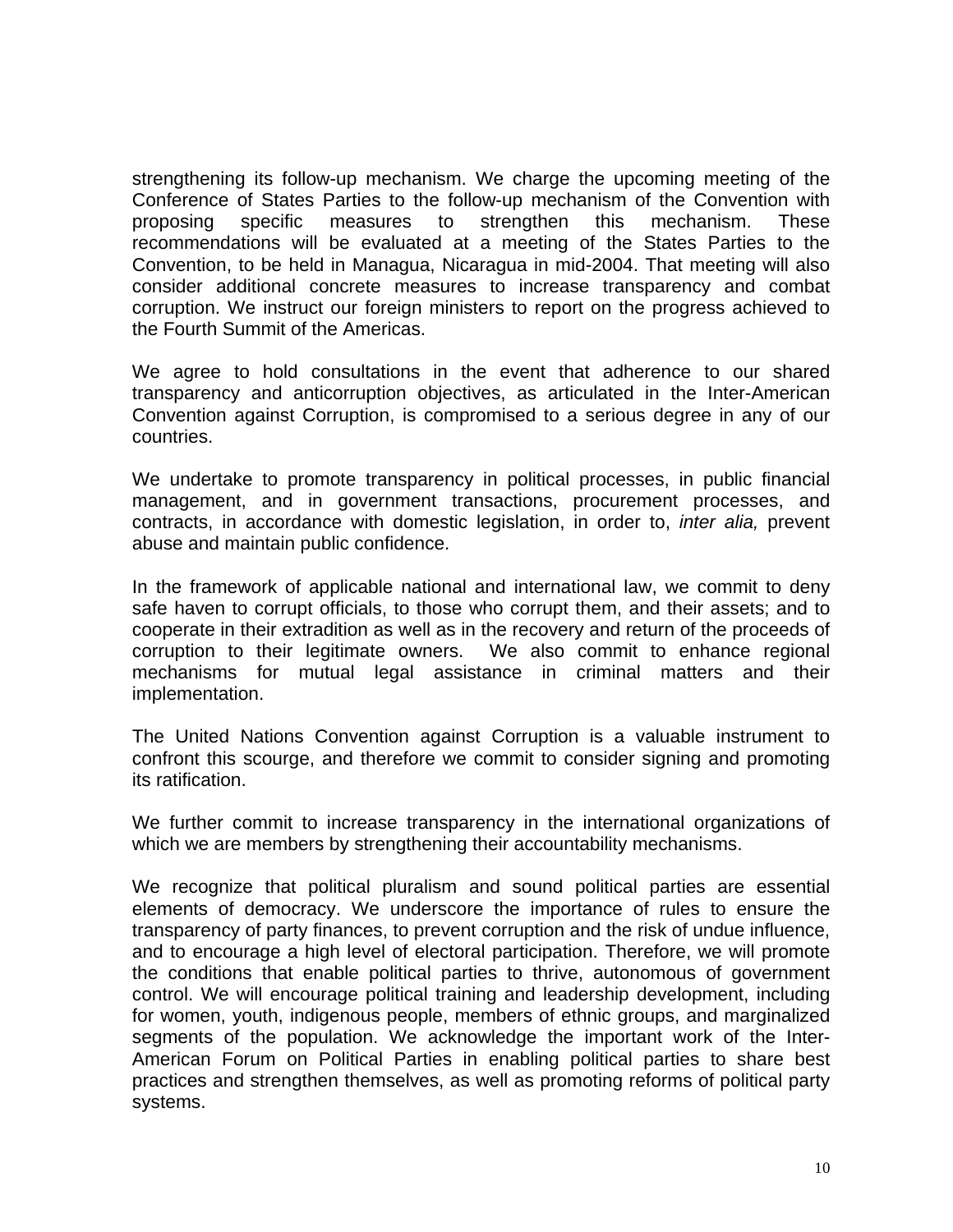strengthening its follow-up mechanism. We charge the upcoming meeting of the Conference of States Parties to the follow-up mechanism of the Convention with proposing specific measures to strengthen this mechanism. These recommendations will be evaluated at a meeting of the States Parties to the Convention, to be held in Managua, Nicaragua in mid-2004. That meeting will also consider additional concrete measures to increase transparency and combat corruption. We instruct our foreign ministers to report on the progress achieved to the Fourth Summit of the Americas.

We agree to hold consultations in the event that adherence to our shared transparency and anticorruption objectives, as articulated in the Inter-American Convention against Corruption, is compromised to a serious degree in any of our countries.

We undertake to promote transparency in political processes, in public financial management, and in government transactions, procurement processes, and contracts, in accordance with domestic legislation, in order to, *inter alia,* prevent abuse and maintain public confidence.

In the framework of applicable national and international law, we commit to deny safe haven to corrupt officials, to those who corrupt them, and their assets; and to cooperate in their extradition as well as in the recovery and return of the proceeds of corruption to their legitimate owners. We also commit to enhance regional mechanisms for mutual legal assistance in criminal matters and their implementation.

The United Nations Convention against Corruption is a valuable instrument to confront this scourge, and therefore we commit to consider signing and promoting its ratification.

We further commit to increase transparency in the international organizations of which we are members by strengthening their accountability mechanisms.

We recognize that political pluralism and sound political parties are essential elements of democracy. We underscore the importance of rules to ensure the transparency of party finances, to prevent corruption and the risk of undue influence, and to encourage a high level of electoral participation. Therefore, we will promote the conditions that enable political parties to thrive, autonomous of government control. We will encourage political training and leadership development, including for women, youth, indigenous people, members of ethnic groups, and marginalized segments of the population. We acknowledge the important work of the Inter-American Forum on Political Parties in enabling political parties to share best practices and strengthen themselves, as well as promoting reforms of political party systems.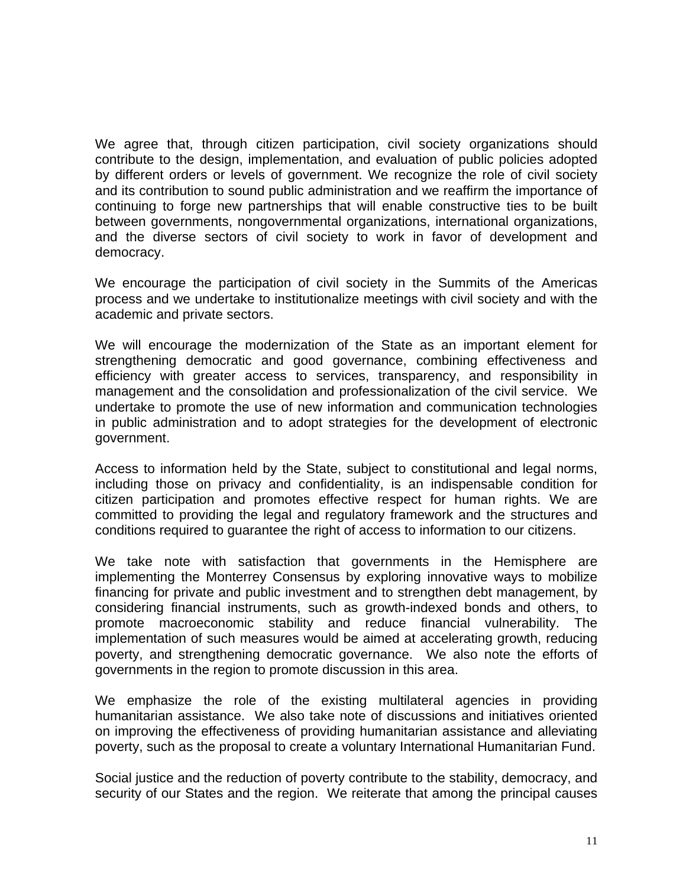We agree that, through citizen participation, civil society organizations should contribute to the design, implementation, and evaluation of public policies adopted by different orders or levels of government. We recognize the role of civil society and its contribution to sound public administration and we reaffirm the importance of continuing to forge new partnerships that will enable constructive ties to be built between governments, nongovernmental organizations, international organizations, and the diverse sectors of civil society to work in favor of development and democracy.

We encourage the participation of civil society in the Summits of the Americas process and we undertake to institutionalize meetings with civil society and with the academic and private sectors.

We will encourage the modernization of the State as an important element for strengthening democratic and good governance, combining effectiveness and efficiency with greater access to services, transparency, and responsibility in management and the consolidation and professionalization of the civil service. We undertake to promote the use of new information and communication technologies in public administration and to adopt strategies for the development of electronic government.

Access to information held by the State, subject to constitutional and legal norms, including those on privacy and confidentiality, is an indispensable condition for citizen participation and promotes effective respect for human rights. We are committed to providing the legal and regulatory framework and the structures and conditions required to guarantee the right of access to information to our citizens.

We take note with satisfaction that governments in the Hemisphere are implementing the Monterrey Consensus by exploring innovative ways to mobilize financing for private and public investment and to strengthen debt management, by considering financial instruments, such as growth-indexed bonds and others, to promote macroeconomic stability and reduce financial vulnerability. The implementation of such measures would be aimed at accelerating growth, reducing poverty, and strengthening democratic governance. We also note the efforts of governments in the region to promote discussion in this area.

We emphasize the role of the existing multilateral agencies in providing humanitarian assistance. We also take note of discussions and initiatives oriented on improving the effectiveness of providing humanitarian assistance and alleviating poverty, such as the proposal to create a voluntary International Humanitarian Fund.

Social justice and the reduction of poverty contribute to the stability, democracy, and security of our States and the region. We reiterate that among the principal causes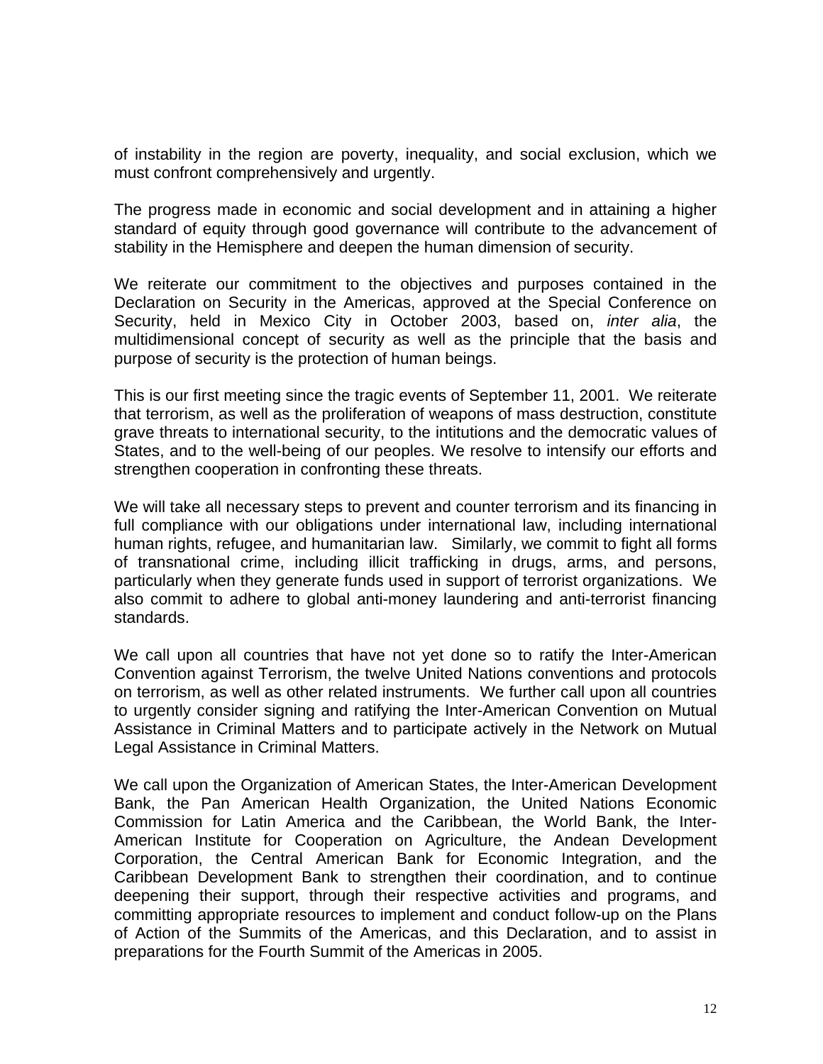of instability in the region are poverty, inequality, and social exclusion, which we must confront comprehensively and urgently.

The progress made in economic and social development and in attaining a higher standard of equity through good governance will contribute to the advancement of stability in the Hemisphere and deepen the human dimension of security.

We reiterate our commitment to the objectives and purposes contained in the Declaration on Security in the Americas, approved at the Special Conference on Security, held in Mexico City in October 2003, based on, *inter alia*, the multidimensional concept of security as well as the principle that the basis and purpose of security is the protection of human beings.

This is our first meeting since the tragic events of September 11, 2001. We reiterate that terrorism, as well as the proliferation of weapons of mass destruction, constitute grave threats to international security, to the intitutions and the democratic values of States, and to the well-being of our peoples. We resolve to intensify our efforts and strengthen cooperation in confronting these threats.

We will take all necessary steps to prevent and counter terrorism and its financing in full compliance with our obligations under international law, including international human rights, refugee, and humanitarian law. Similarly, we commit to fight all forms of transnational crime, including illicit trafficking in drugs, arms, and persons, particularly when they generate funds used in support of terrorist organizations. We also commit to adhere to global anti-money laundering and anti-terrorist financing standards.

We call upon all countries that have not yet done so to ratify the Inter-American Convention against Terrorism, the twelve United Nations conventions and protocols on terrorism, as well as other related instruments. We further call upon all countries to urgently consider signing and ratifying the Inter-American Convention on Mutual Assistance in Criminal Matters and to participate actively in the Network on Mutual Legal Assistance in Criminal Matters.

We call upon the Organization of American States, the Inter-American Development Bank, the Pan American Health Organization, the United Nations Economic Commission for Latin America and the Caribbean, the World Bank, the Inter-American Institute for Cooperation on Agriculture, the Andean Development Corporation, the Central American Bank for Economic Integration, and the Caribbean Development Bank to strengthen their coordination, and to continue deepening their support, through their respective activities and programs, and committing appropriate resources to implement and conduct follow-up on the Plans of Action of the Summits of the Americas, and this Declaration, and to assist in preparations for the Fourth Summit of the Americas in 2005.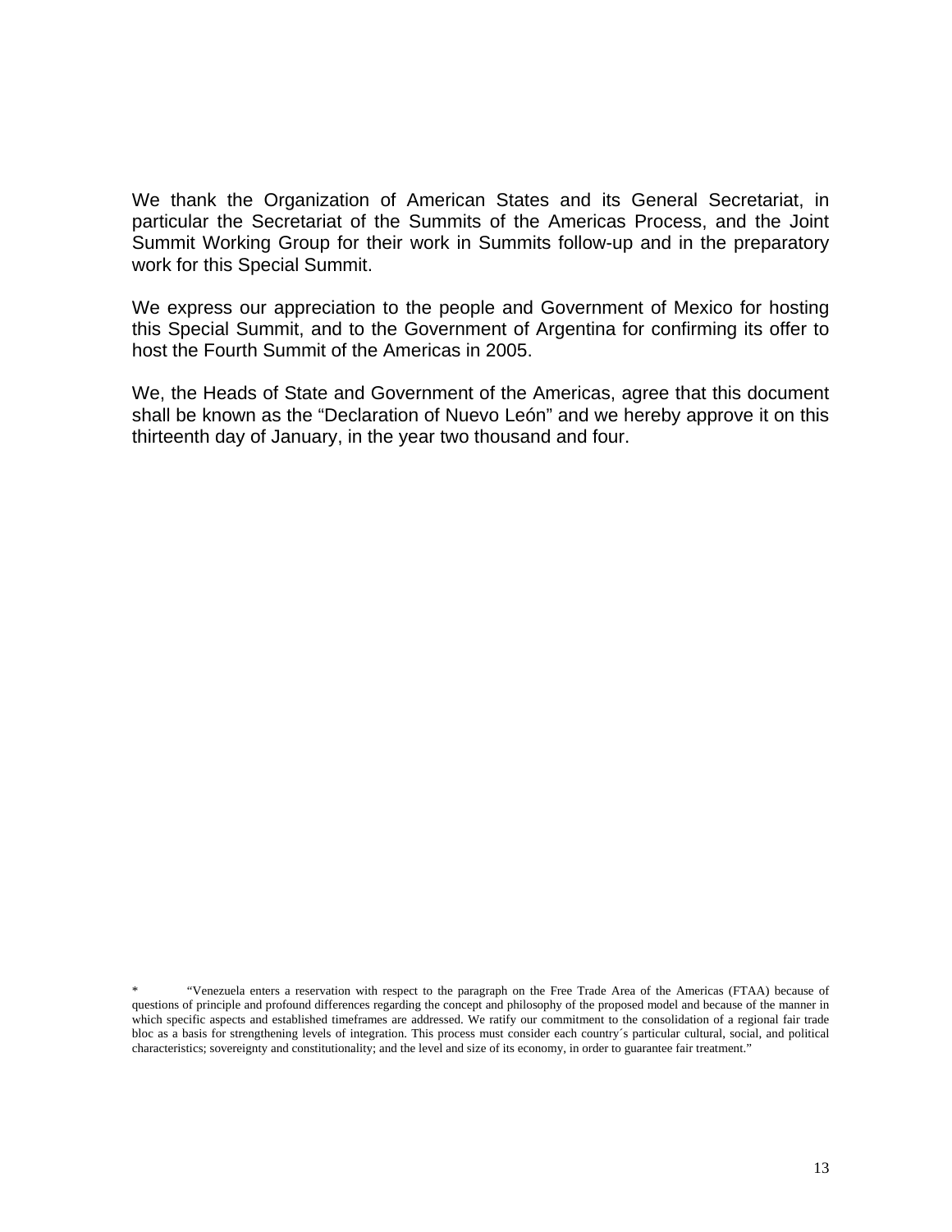We thank the Organization of American States and its General Secretariat, in particular the Secretariat of the Summits of the Americas Process, and the Joint Summit Working Group for their work in Summits follow-up and in the preparatory work for this Special Summit.

We express our appreciation to the people and Government of Mexico for hosting this Special Summit, and to the Government of Argentina for confirming its offer to host the Fourth Summit of the Americas in 2005.

We, the Heads of State and Government of the Americas, agree that this document shall be known as the "Declaration of Nuevo León" and we hereby approve it on this thirteenth day of January, in the year two thousand and four.

\* "Venezuela enters a reservation with respect to the paragraph on the Free Trade Area of the Americas (FTAA) because of questions of principle and profound differences regarding the concept and philosophy of the proposed model and because of the manner in which specific aspects and established timeframes are addressed. We ratify our commitment to the consolidation of a regional fair trade bloc as a basis for strengthening levels of integration. This process must consider each country´s particular cultural, social, and political characteristics; sovereignty and constitutionality; and the level and size of its economy, in order to guarantee fair treatment."